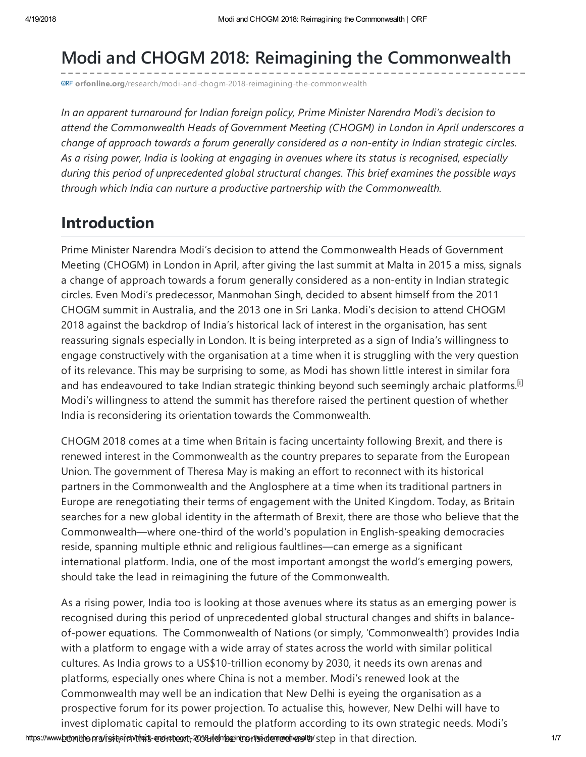# Modi and CHOGM 2018: Reimagining the Commonwealth

orfonline.org/research/modi-and-chogm-2018-reimagining-the-commonwealth

*In an apparent turnaround for Indian foreign policy, Prime Minister Narendra Modi's decision to attend the Commonwealth Heads of Government Meeting (CHOGM) in London in April underscores a change of approach towards a forum generally considered as a non-entity in Indian strategic circles. As a rising power, India is looking at engaging in avenues where its status is recognised, especially during this period of unprecedented global structural changes. This brief examines the possible ways through which India can nurture a productive partnership with the Commonwealth.*

## Introduction

Prime Minister Narendra Modi's decision to attend the Commonwealth Heads of Government Meeting (CHOGM) in London in April, after giving the last summit at Malta in 2015 a miss, signals a change of approach towards a forum generally considered as a non-entity in Indian strategic circles. Even Modi's predecessor, Manmohan Singh, decided to absent himself from the 2011 CHOGM summit in Australia, and the 2013 one in Sri Lanka. Modi's decision to attend CHOGM 2018 against the backdrop of India's historical lack of interest in the organisation, has sent reassuring signals especially in London. It is being interpreted as a sign of India's willingness to engage constructively with the organisation at a time when it is struggling with the very question of its relevance. This may be surprising to some, as Modi has shown little interest in similar fora and has endeavoured to take Indian strategic thinking beyond such seemingly archaic platforms.[i] Modi's willingness to attend the summit has therefore raised the pertinent question of whether India is reconsidering its orientation towards the Commonwealth.

CHOGM 2018 comes at a time when Britain is facing uncertainty following Brexit, and there is renewed interest in the Commonwealth as the country prepares to separate from the European Union. The government of Theresa May is making an effort to reconnect with its historical partners in the Commonwealth and the Anglosphere at a time when its traditional partners in Europe are renegotiating their terms of engagement with the United Kingdom. Today, as Britain searches for a new global identity in the aftermath of Brexit, there are those who believe that the Commonwealth—where one-third of the world's population in English-speaking democracies reside, spanning multiple ethnic and religious faultlines—can emerge as a significant international platform. India, one of the most important amongst the world's emerging powers, should take the lead in reimagining the future of the Commonwealth.

As a rising power, India too is looking at those avenues where its status as an emerging power is recognised during this period of unprecedented global structural changes and shifts in balance-of-power equations. The Commonwealth of Nations (or simply, 'Commonwealth') provides India with a platform to engage with a wide array of states across the world with similar political cultures. As India grows to a US$10-trillion economy by 2030, it needs its own arenas and platforms, especially ones where China is not a member. Modi's renewed look at the Commonwealth may well be an indication that New Delhi is eyeing the organisation as a prospective forum for its power projection. To actualise this, however, New Delhi will have to invest diplomatic capital to remould the platform according to its own strategic needs. Modi's turnaround, in this context, could be considered as a step in that direction.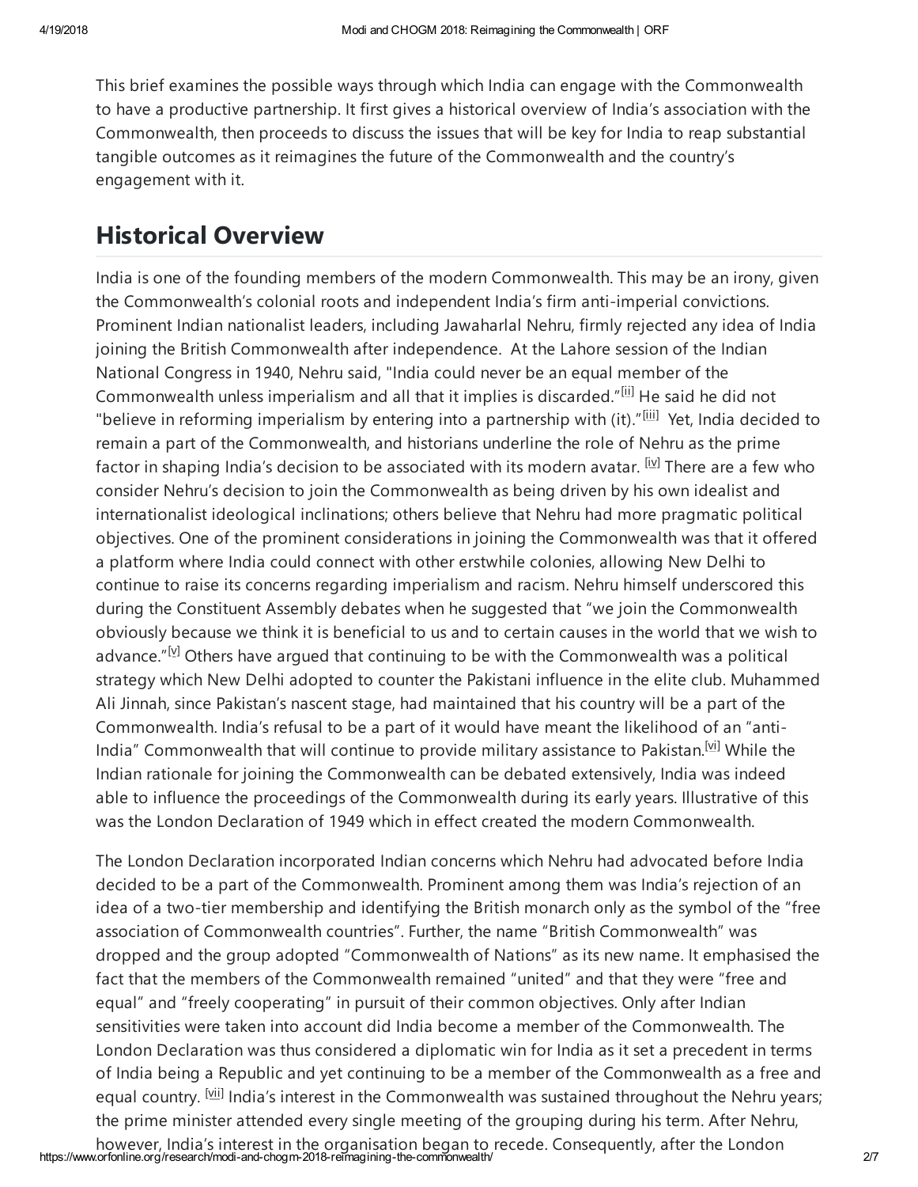This brief examines the possible ways through which India can engage with the Commonwealth to have a productive partnership. It first gives a historical overview of India's association with the Commonwealth, then proceeds to discuss the issues that will be key for India to reap substantial tangible outcomes as it reimagines the future of the Commonwealth and the country's engagement with it.

## Historical Overview

India is one of the founding members of the modern Commonwealth. This may be an irony, given the Commonwealth's colonial roots and independent India's firm anti-imperial convictions. Prominent Indian nationalist leaders, including Jawaharlal Nehru, firmly rejected any idea of India joining the British Commonwealth after independence. At the Lahore session of the Indian National Congress in 1940, Nehru said, "India could never be an equal member of the Commonwealth unless imperialism and all that it implies is discarded."[ii] He said he did not "believe in reforming imperialism by entering into a partnership with (it)."[iii] Yet, India decided to remain a part of the Commonwealth, and historians underline the role of Nehru as the prime factor in shaping India's decision to be associated with its modern avatar. [iv] There are a few who consider Nehru's decision to join the Commonwealth as being driven by his own idealist and internationalist ideological inclinations; others believe that Nehru had more pragmatic political objectives. One of the prominent considerations in joining the Commonwealth was that it offered a platform where India could connect with other erstwhile colonies, allowing New Delhi to continue to raise its concerns regarding imperialism and racism. Nehru himself underscored this during the Constituent Assembly debates when he suggested that "we join the Commonwealth obviously because we think it is beneficial to us and to certain causes in the world that we wish to advance."[v] Others have argued that continuing to be with the Commonwealth was a political strategy which New Delhi adopted to counter the Pakistani influence in the elite club. Muhammed Ali Jinnah, since Pakistan's nascent stage, had maintained that his country will be a part of the Commonwealth. India's refusal to be a part of it would have meant the likelihood of an "anti-India" Commonwealth that will continue to provide military assistance to Pakistan.[vi] While the Indian rationale for joining the Commonwealth can be debated extensively, India was indeed able to influence the proceedings of the Commonwealth during its early years. Illustrative of this was the London Declaration of 1949 which in effect created the modern Commonwealth.

The London Declaration incorporated Indian concerns which Nehru had advocated before India decided to be a part of the Commonwealth. Prominent among them was India's rejection of an idea of a two-tier membership and identifying the British monarch only as the symbol of the "free association of Commonwealth countries". Further, the name "British Commonwealth" was dropped and the group adopted "Commonwealth of Nations" as its new name. It emphasised the fact that the members of the Commonwealth remained "united" and that they were "free and equal" and "freely cooperating" in pursuit of their common objectives. Only after Indian sensitivities were taken into account did India become a member of the Commonwealth. The London Declaration was thus considered a diplomatic win for India as it set a precedent in terms of India being a Republic and yet continuing to be a member of the Commonwealth as a free and equal country. [vii] India's interest in the Commonwealth was sustained throughout the Nehru years; the prime minister attended every single meeting of the grouping during his term. After Nehru, however, India's interest in the organisation began to recede. Consequently, after the London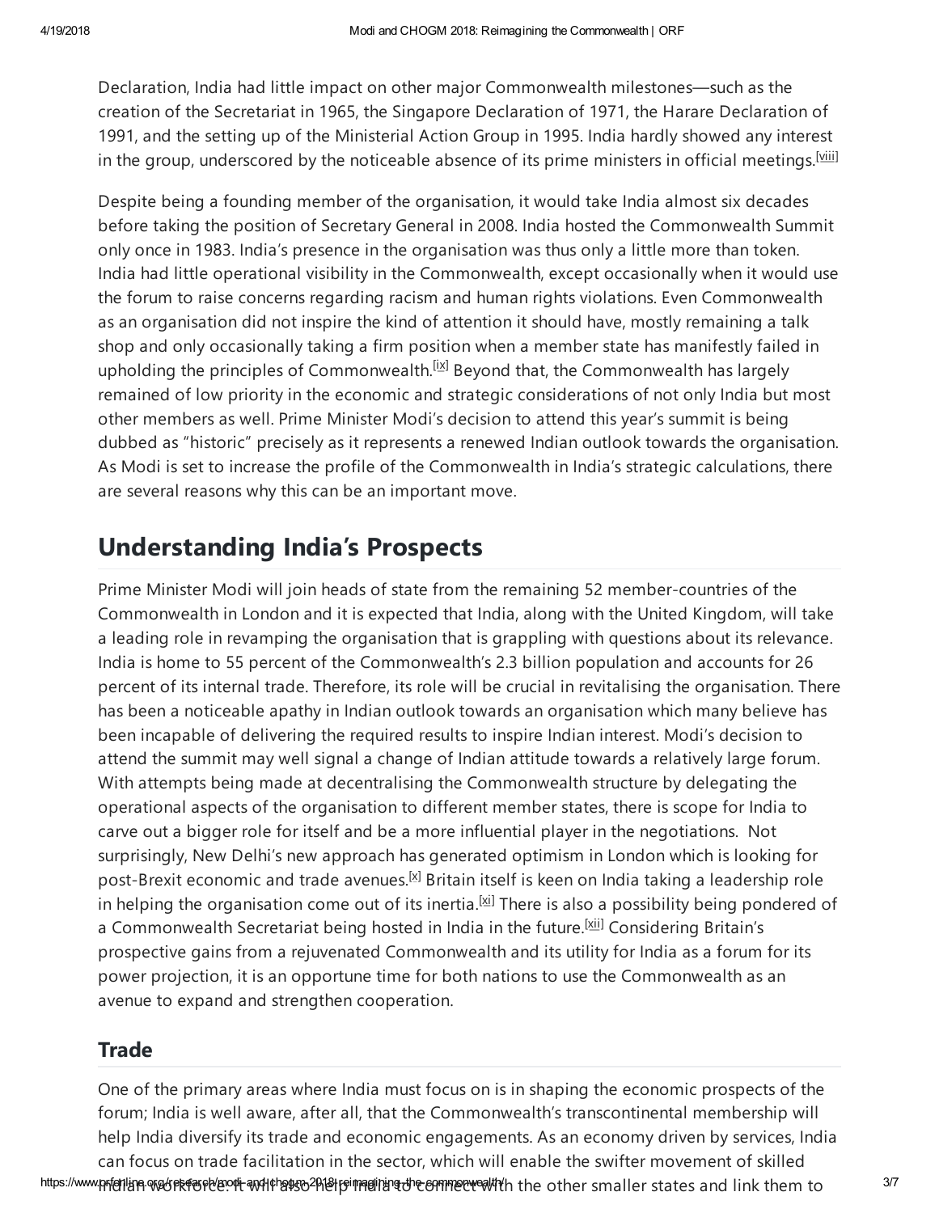Declaration, India had little impact on other major Commonwealth milestones—such as the creation of the Secretariat in 1965, the Singapore Declaration of 1971, the Harare Declaration of 1991, and the setting up of the Ministerial Action Group in 1995. India hardly showed any interest in the group, underscored by the noticeable absence of its prime ministers in official meetings.[viii]

Despite being a founding member of the organisation, it would take India almost six decades before taking the position of Secretary General in 2008. India hosted the Commonwealth Summit only once in 1983. India's presence in the organisation was thus only a little more than token. India had little operational visibility in the Commonwealth, except occasionally when it would use the forum to raise concerns regarding racism and human rights violations. Even Commonwealth as an organisation did not inspire the kind of attention it should have, mostly remaining a talk shop and only occasionally taking a firm position when a member state has manifestly failed in upholding the principles of Commonwealth.[ix] Beyond that, the Commonwealth has largely remained of low priority in the economic and strategic considerations of not only India but most other members as well. Prime Minister Modi's decision to attend this year's summit is being dubbed as "historic" precisely as it represents a renewed Indian outlook towards the organisation. As Modi is set to increase the profile of the Commonwealth in India's strategic calculations, there are several reasons why this can be an important move.

## Understanding India's Prospects

Prime Minister Modi will join heads of state from the remaining 52 member-countries of the Commonwealth in London and it is expected that India, along with the United Kingdom, will take a leading role in revamping the organisation that is grappling with questions about its relevance. India is home to 55 percent of the Commonwealth's 2.3 billion population and accounts for 26 percent of its internal trade. Therefore, its role will be crucial in revitalising the organisation. There has been a noticeable apathy in Indian outlook towards an organisation which many believe has been incapable of delivering the required results to inspire Indian interest. Modi's decision to attend the summit may well signal a change of Indian attitude towards a relatively large forum. With attempts being made at decentralising the Commonwealth structure by delegating the operational aspects of the organisation to different member states, there is scope for India to carve out a bigger role for itself and be a more influential player in the negotiations. Not surprisingly, New Delhi's new approach has generated optimism in London which is looking for post-Brexit economic and trade avenues.[x] Britain itself is keen on India taking a leadership role in helping the organisation come out of its inertia.[xi] There is also a possibility being pondered of a Commonwealth Secretariat being hosted in India in the future.[xii] Considering Britain's prospective gains from a rejuvenated Commonwealth and its utility for India as a forum for its power projection, it is an opportune time for both nations to use the Commonwealth as an avenue to expand and strengthen cooperation.

### Trade

One of the primary areas where India must focus on is in shaping the economic prospects of the forum; India is well aware, after all, that the Commonwealth's transcontinental membership will help India diversify its trade and economic engagements. As an economy driven by services, India can focus on trade facilitation in the sector, which will enable the swifter movement of skilled Indian workforce. It will also help India to connect with the other smaller states and link them to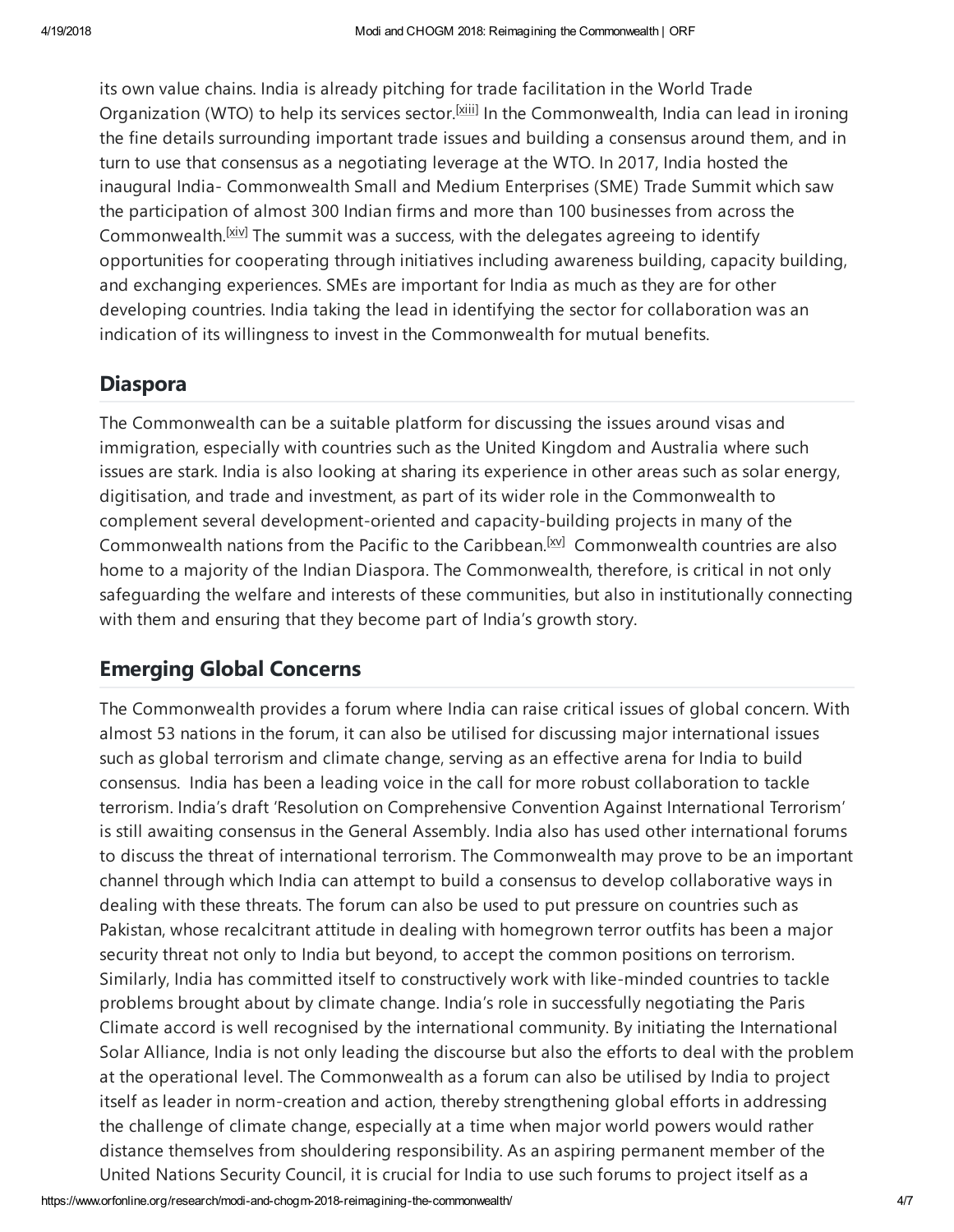its own value chains. India is already pitching for trade facilitation in the World Trade Organization (WTO) to help its services sector.[xiii] In the Commonwealth, India can lead in ironing the fine details surrounding important trade issues and building a consensus around them, and in turn to use that consensus as a negotiating leverage at the WTO. In 2017, India hosted the inaugural India- Commonwealth Small and Medium Enterprises (SME) Trade Summit which saw the participation of almost 300 Indian firms and more than 100 businesses from across the Commonwealth.[xiv] The summit was a success, with the delegates agreeing to identify opportunities for cooperating through initiatives including awareness building, capacity building, and exchanging experiences. SMEs are important for India as much as they are for other developing countries. India taking the lead in identifying the sector for collaboration was an indication of its willingness to invest in the Commonwealth for mutual benefits.

## Diaspora

The Commonwealth can be a suitable platform for discussing the issues around visas and immigration, especially with countries such as the United Kingdom and Australia where such issues are stark. India is also looking at sharing its experience in other areas such as solar energy, digitisation, and trade and investment, as part of its wider role in the Commonwealth to complement several development-oriented and capacity-building projects in many of the Commonwealth nations from the Pacific to the Caribbean.[xv] Commonwealth countries are also home to a majority of the Indian Diaspora. The Commonwealth, therefore, is critical in not only safeguarding the welfare and interests of these communities, but also in institutionally connecting with them and ensuring that they become part of India's growth story.

## Emerging Global Concerns

The Commonwealth provides a forum where India can raise critical issues of global concern. With almost 53 nations in the forum, it can also be utilised for discussing major international issues such as global terrorism and climate change, serving as an effective arena for India to build consensus. India has been a leading voice in the call for more robust collaboration to tackle terrorism. India's draft 'Resolution on Comprehensive Convention Against International Terrorism' is still awaiting consensus in the General Assembly. India also has used other international forums to discuss the threat of international terrorism. The Commonwealth may prove to be an important channel through which India can attempt to build a consensus to develop collaborative ways in dealing with these threats. The forum can also be used to put pressure on countries such as Pakistan, whose recalcitrant attitude in dealing with homegrown terror outfits has been a major security threat not only to India but beyond, to accept the common positions on terrorism. Similarly, India has committed itself to constructively work with like-minded countries to tackle problems brought about by climate change. India's role in successfully negotiating the Paris Climate accord is well recognised by the international community. By initiating the International Solar Alliance, India is not only leading the discourse but also the efforts to deal with the problem at the operational level. The Commonwealth as a forum can also be utilised by India to project itself as leader in norm-creation and action, thereby strengthening global efforts in addressing the challenge of climate change, especially at a time when major world powers would rather distance themselves from shouldering responsibility. As an aspiring permanent member of the United Nations Security Council, it is crucial for India to use such forums to project itself as a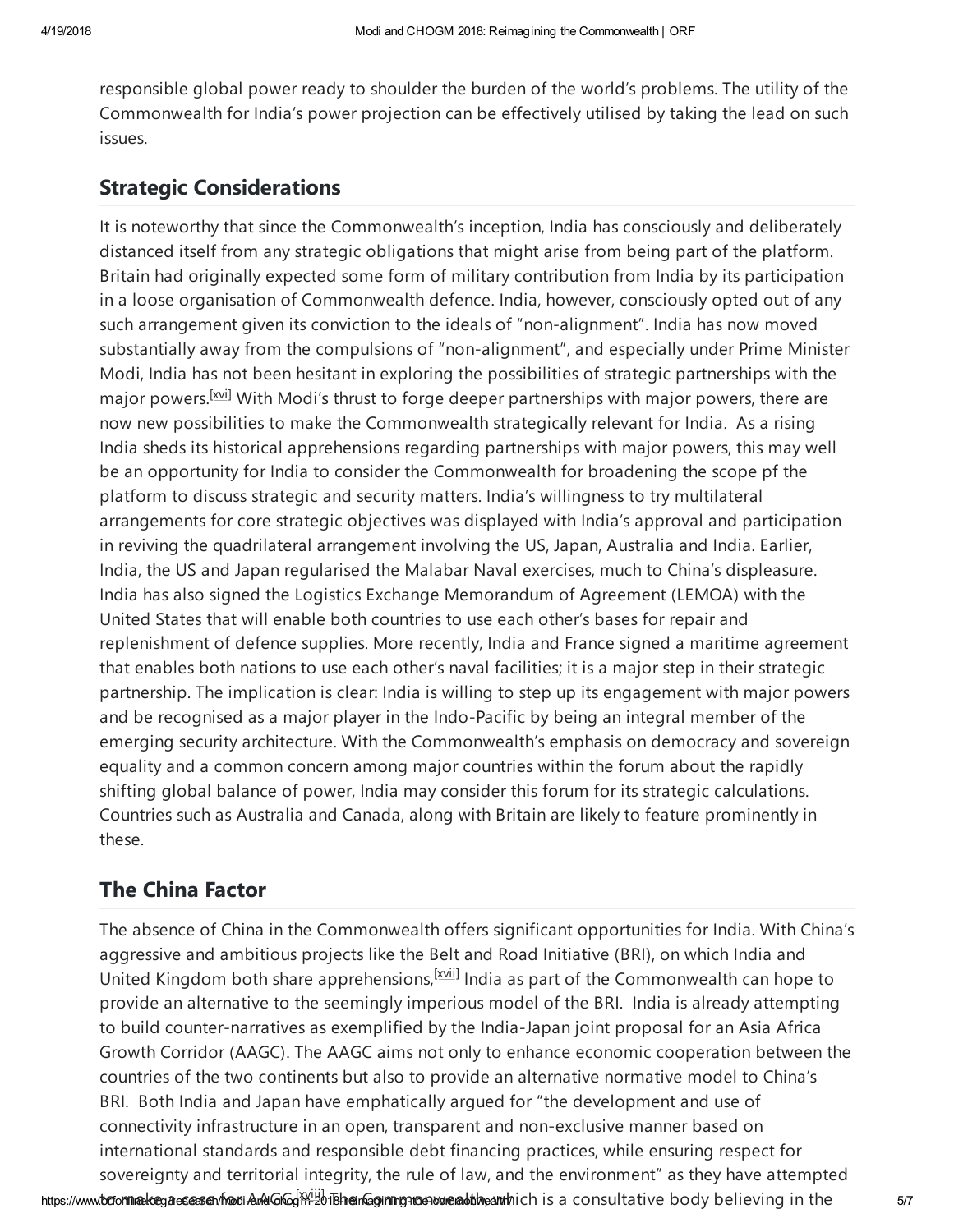responsible global power ready to shoulder the burden of the world's problems. The utility of the Commonwealth for India's power projection can be effectively utilised by taking the lead on such issues.

## Strategic Considerations

It is noteworthy that since the Commonwealth's inception, India has consciously and deliberately distanced itself from any strategic obligations that might arise from being part of the platform. Britain had originally expected some form of military contribution from India by its participation in a loose organisation of Commonwealth defence. India, however, consciously opted out of any such arrangement given its conviction to the ideals of "non-alignment". India has now moved substantially away from the compulsions of "non-alignment", and especially under Prime Minister Modi, India has not been hesitant in exploring the possibilities of strategic partnerships with the major powers.[xvi] With Modi's thrust to forge deeper partnerships with major powers, there are now new possibilities to make the Commonwealth strategically relevant for India. As a rising India sheds its historical apprehensions regarding partnerships with major powers, this may well be an opportunity for India to consider the Commonwealth for broadening the scope pf the platform to discuss strategic and security matters. India's willingness to try multilateral arrangements for core strategic objectives was displayed with India's approval and participation in reviving the quadrilateral arrangement involving the US, Japan, Australia and India. Earlier, India, the US and Japan regularised the Malabar Naval exercises, much to China's displeasure. India has also signed the Logistics Exchange Memorandum of Agreement (LEMOA) with the United States that will enable both countries to use each other's bases for repair and replenishment of defence supplies. More recently, India and France signed a maritime agreement that enables both nations to use each other's naval facilities; it is a major step in their strategic partnership. The implication is clear: India is willing to step up its engagement with major powers and be recognised as a major player in the Indo-Pacific by being an integral member of the emerging security architecture. With the Commonwealth's emphasis on democracy and sovereign equality and a common concern among major countries within the forum about the rapidly shifting global balance of power, India may consider this forum for its strategic calculations. Countries such as Australia and Canada, along with Britain are likely to feature prominently in these.

## The China Factor

The absence of China in the Commonwealth offers significant opportunities for India. With China's aggressive and ambitious projects like the Belt and Road Initiative (BRI), on which India and United Kingdom both share apprehensions,[xvii] India as part of the Commonwealth can hope to provide an alternative to the seemingly imperious model of the BRI. India is already attempting to build counter-narratives as exemplified by the India-Japan joint proposal for an Asia Africa Growth Corridor (AAGC). The AAGC aims not only to enhance economic cooperation between the countries of the two continents but also to provide an alternative normative model to China's BRI. Both India and Japan have emphatically argued for "the development and use of connectivity infrastructure in an open, transparent and non-exclusive manner based on international standards and responsible debt financing practices, while ensuring respect for sovereignty and territorial integrity, the rule of law, and the environment" as they have attempted to make a case for AAGC.[xviii] The Commonwealth, which is a consultative body believing in the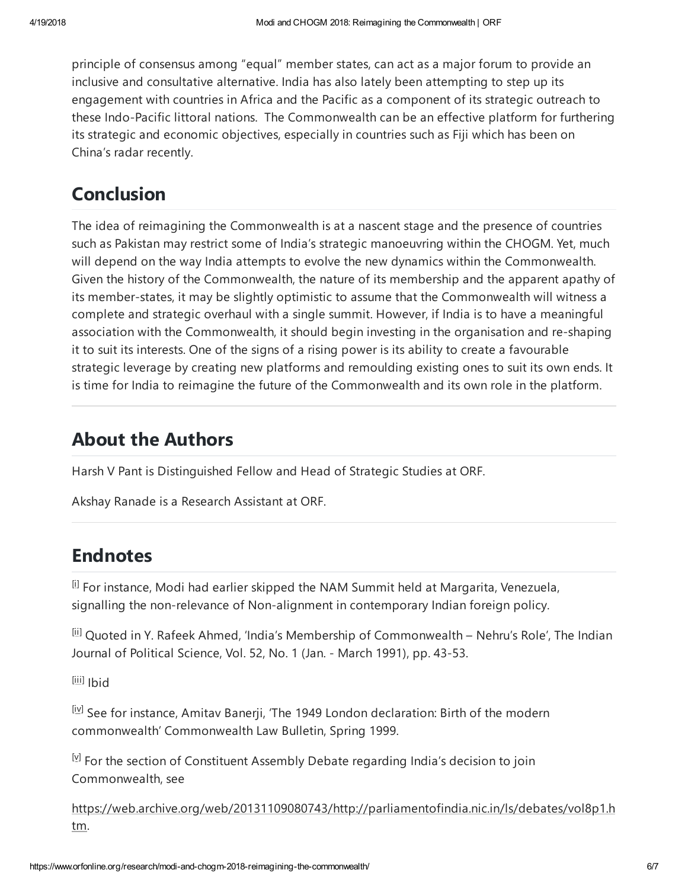principle of consensus among "equal" member states, can act as a major forum to provide an inclusive and consultative alternative. India has also lately been attempting to step up its engagement with countries in Africa and the Pacific as a component of its strategic outreach to these Indo-Pacific littoral nations. The Commonwealth can be an effective platform for furthering its strategic and economic objectives, especially in countries such as Fiji which has been on China's radar recently.

## Conclusion

The idea of reimagining the Commonwealth is at a nascent stage and the presence of countries such as Pakistan may restrict some of India's strategic manoeuvring within the CHOGM. Yet, much will depend on the way India attempts to evolve the new dynamics within the Commonwealth. Given the history of the Commonwealth, the nature of its membership and the apparent apathy of its member-states, it may be slightly optimistic to assume that the Commonwealth will witness a complete and strategic overhaul with a single summit. However, if India is to have a meaningful association with the Commonwealth, it should begin investing in the organisation and re-shaping it to suit its interests. One of the signs of a rising power is its ability to create a favourable strategic leverage by creating new platforms and remoulding existing ones to suit its own ends. It is time for India to reimagine the future of the Commonwealth and its own role in the platform.

## About the Authors

Harsh V Pant is Distinguished Fellow and Head of Strategic Studies at ORF.

Akshay Ranade is a Research Assistant at ORF.

## Endnotes

[i] For instance, Modi had earlier skipped the NAM Summit held at Margarita, Venezuela, signalling the non-relevance of Non-alignment in contemporary Indian foreign policy.

[ii] Quoted in Y. Rafeek Ahmed, 'India's Membership of Commonwealth – Nehru's Role', The Indian Journal of Political Science, Vol. 52, No. 1 (Jan. - March 1991), pp. 43-53.

[iii] Ibid

[iv] See for instance, Amitav Banerji, 'The 1949 London declaration: Birth of the modern commonwealth' Commonwealth Law Bulletin, Spring 1999.

[v] For the section of Constituent Assembly Debate regarding India's decision to join Commonwealth, see

https://web.archive.org/web/20131109080743/http://parliamentofindia.nic.in/ls/debates/vol8p1.htm.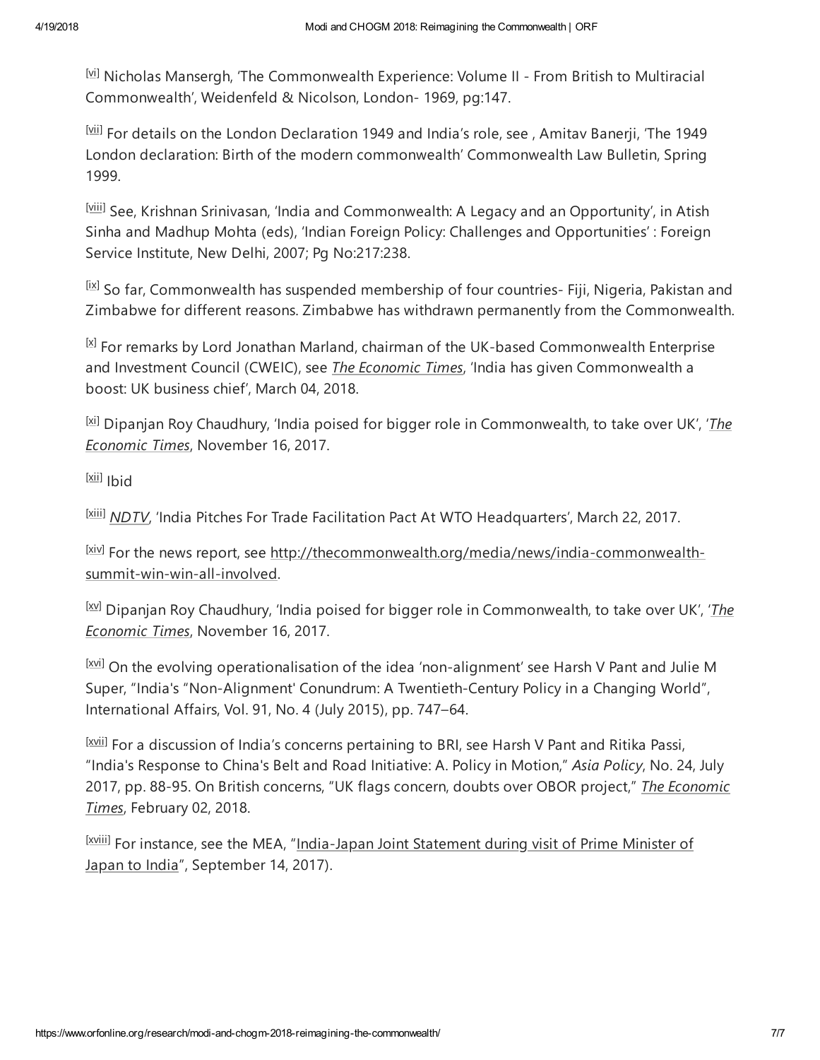[vi] Nicholas Mansergh, 'The Commonwealth Experience: Volume II - From British to Multiracial Commonwealth', Weidenfeld & Nicolson, London- 1969, pg:147.

[vii] For details on the London Declaration 1949 and India's role, see , Amitav Banerji, 'The 1949 London declaration: Birth of the modern commonwealth' Commonwealth Law Bulletin, Spring 1999.

[viii] See, Krishnan Srinivasan, 'India and Commonwealth: A Legacy and an Opportunity', in Atish Sinha and Madhup Mohta (eds), 'Indian Foreign Policy: Challenges and Opportunities' : Foreign Service Institute, New Delhi, 2007; Pg No:217:238.

[ix] So far, Commonwealth has suspended membership of four countries- Fiji, Nigeria, Pakistan and Zimbabwe for different reasons. Zimbabwe has withdrawn permanently from the Commonwealth.

[x] For remarks by Lord Jonathan Marland, chairman of the UK-based Commonwealth Enterprise and Investment Council (CWEIC), see *The Economic Times*, 'India has given Commonwealth a boost: UK business chief', March 04, 2018.

[xi] Dipanjan Roy Chaudhury, 'India poised for bigger role in Commonwealth, to take over UK', '*The Economic Times*, November 16, 2017.

[xii] Ibid

[xiii] *NDTV*, 'India Pitches For Trade Facilitation Pact At WTO Headquarters', March 22, 2017.

[xiv] For the news report, see http://thecommonwealth.org/media/news/india-commonwealth-summit-win-win-all-involved.

[xv] Dipanjan Roy Chaudhury, 'India poised for bigger role in Commonwealth, to take over UK', '*The Economic Times*, November 16, 2017.

[xvi] On the evolving operationalisation of the idea 'non-alignment' see Harsh V Pant and Julie M Super, "India's "Non-Alignment' Conundrum: A Twentieth-Century Policy in a Changing World", International Affairs, Vol. 91, No. 4 (July 2015), pp. 747–64.

[xvii] For a discussion of India's concerns pertaining to BRI, see Harsh V Pant and Ritika Passi, "India's Response to China's Belt and Road Initiative: A. Policy in Motion," *Asia Policy*, No. 24, July 2017, pp. 88-95. On British concerns, "UK flags concern, doubts over OBOR project," *The Economic Times*, February 02, 2018.

[xviii] For instance, see the MEA, "India-Japan Joint Statement during visit of Prime Minister of Japan to India", September 14, 2017).